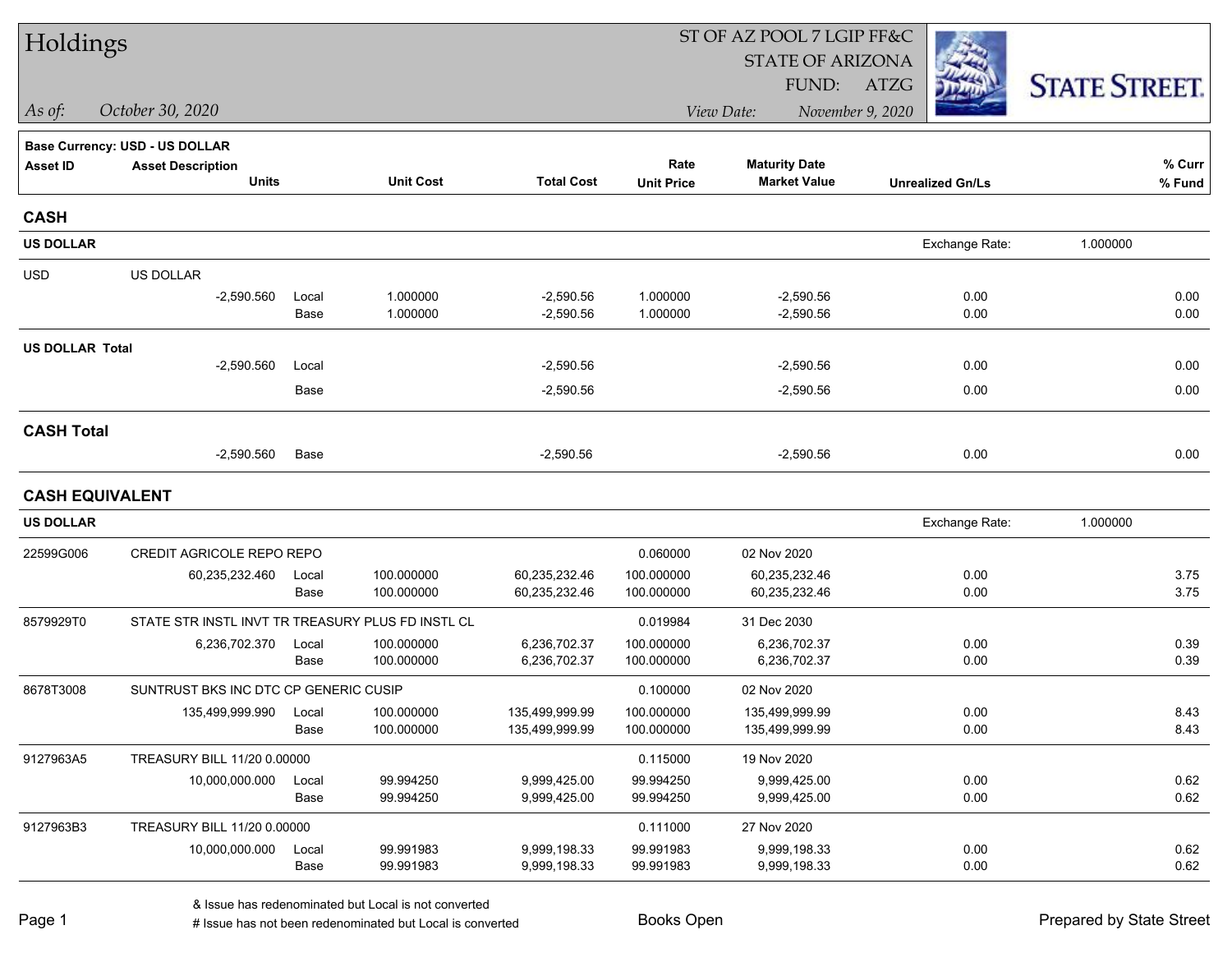# Holdings

ST OF AZ POOL 7 LGIP FF&C
STATE OF ARIZONA
FUND: ATZG

*As of:* *October 30, 2020*

*View Date:* *November 9, 2020*

STATE STREET.

**Base Currency: USD - US DOLLAR**

| Asset ID | Asset Description / Units | | Unit Cost | Total Cost | Rate / Unit Price | Maturity Date / Market Value | Unrealized Gn/Ls | % Curr / % Fund |
|---|---|---|---|---|---|---|---|---|
| **CASH** | | | | | | | | |
| **US DOLLAR** | | | | | | | Exchange Rate: 1.000000 | |
| USD | US DOLLAR | | | | | | | |
| | -2,590.560 | Local | 1.000000 | -2,590.56 | 1.000000 | -2,590.56 | 0.00 | 0.00 |
| | | Base | 1.000000 | -2,590.56 | 1.000000 | -2,590.56 | 0.00 | 0.00 |
| **US DOLLAR Total** | | | | | | | | |
| | -2,590.560 | Local | | -2,590.56 | | -2,590.56 | 0.00 | 0.00 |
| | | Base | | -2,590.56 | | -2,590.56 | 0.00 | 0.00 |
| **CASH Total** | | | | | | | | |
| | -2,590.560 | Base | | -2,590.56 | | -2,590.56 | 0.00 | 0.00 |
| **CASH EQUIVALENT** | | | | | | | | |
| **US DOLLAR** | | | | | | | Exchange Rate: 1.000000 | |
| 22599G006 | CREDIT AGRICOLE REPO REPO | | | | 0.060000 | 02 Nov 2020 | | |
| | 60,235,232.460 | Local | 100.000000 | 60,235,232.46 | 100.000000 | 60,235,232.46 | 0.00 | 3.75 |
| | | Base | 100.000000 | 60,235,232.46 | 100.000000 | 60,235,232.46 | 0.00 | 3.75 |
| 8579929T0 | STATE STR INSTL INVT TR TREASURY PLUS FD INSTL CL | | | | 0.019984 | 31 Dec 2030 | | |
| | 6,236,702.370 | Local | 100.000000 | 6,236,702.37 | 100.000000 | 6,236,702.37 | 0.00 | 0.39 |
| | | Base | 100.000000 | 6,236,702.37 | 100.000000 | 6,236,702.37 | 0.00 | 0.39 |
| 8678T3008 | SUNTRUST BKS INC DTC CP GENERIC CUSIP | | | | 0.100000 | 02 Nov 2020 | | |
| | 135,499,999.990 | Local | 100.000000 | 135,499,999.99 | 100.000000 | 135,499,999.99 | 0.00 | 8.43 |
| | | Base | 100.000000 | 135,499,999.99 | 100.000000 | 135,499,999.99 | 0.00 | 8.43 |
| 9127963A5 | TREASURY BILL 11/20 0.00000 | | | | 0.115000 | 19 Nov 2020 | | |
| | 10,000,000.000 | Local | 99.994250 | 9,999,425.00 | 99.994250 | 9,999,425.00 | 0.00 | 0.62 |
| | | Base | 99.994250 | 9,999,425.00 | 99.994250 | 9,999,425.00 | 0.00 | 0.62 |
| 9127963B3 | TREASURY BILL 11/20 0.00000 | | | | 0.111000 | 27 Nov 2020 | | |
| | 10,000,000.000 | Local | 99.991983 | 9,999,198.33 | 99.991983 | 9,999,198.33 | 0.00 | 0.62 |
| | | Base | 99.991983 | 9,999,198.33 | 99.991983 | 9,999,198.33 | 0.00 | 0.62 |

& Issue has redenominated but Local is not converted
# Issue has not been redenominated but Local is converted

Books Open

Prepared by State Street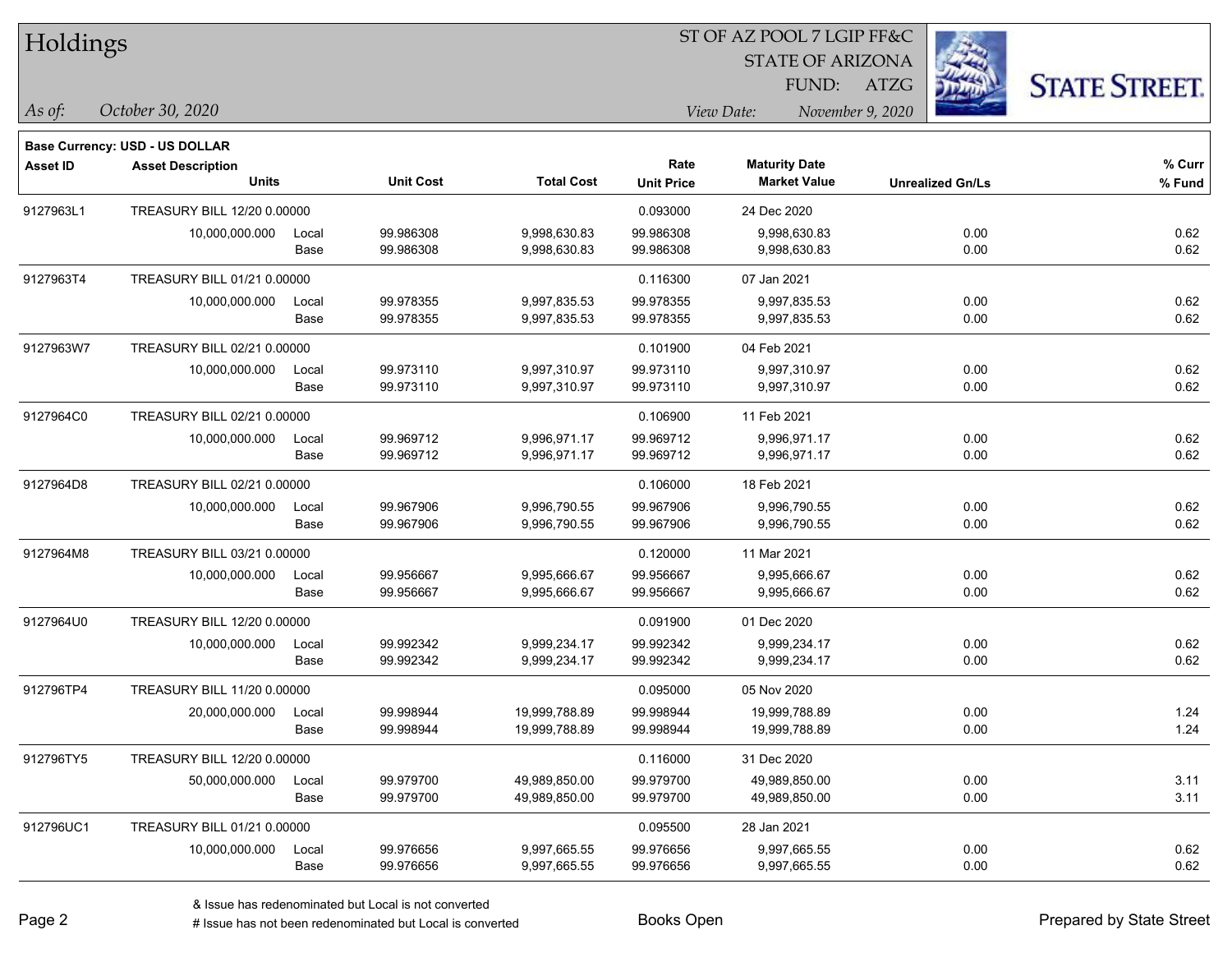# Holdings

ST OF AZ POOL 7 LGIP FF&C
STATE OF ARIZONA
FUND: ATZG

*As of:* *October 30, 2020*
*View Date:* *November 9, 2020*

**Base Currency: USD - US DOLLAR**

| Asset ID | Asset Description / Units | | Unit Cost | Total Cost | Rate / Unit Price | Maturity Date / Market Value | Unrealized Gn/Ls | % Curr / % Fund |
|---|---|---|---|---|---|---|---|---|
| 9127963L1 | TREASURY BILL 12/20 0.00000 | | | | 0.093000 | 24 Dec 2020 | | |
| | 10,000,000.000 | Local | 99.986308 | 9,998,630.83 | 99.986308 | 9,998,630.83 | 0.00 | 0.62 |
| | | Base | 99.986308 | 9,998,630.83 | 99.986308 | 9,998,630.83 | 0.00 | 0.62 |
| 9127963T4 | TREASURY BILL 01/21 0.00000 | | | | 0.116300 | 07 Jan 2021 | | |
| | 10,000,000.000 | Local | 99.978355 | 9,997,835.53 | 99.978355 | 9,997,835.53 | 0.00 | 0.62 |
| | | Base | 99.978355 | 9,997,835.53 | 99.978355 | 9,997,835.53 | 0.00 | 0.62 |
| 9127963W7 | TREASURY BILL 02/21 0.00000 | | | | 0.101900 | 04 Feb 2021 | | |
| | 10,000,000.000 | Local | 99.973110 | 9,997,310.97 | 99.973110 | 9,997,310.97 | 0.00 | 0.62 |
| | | Base | 99.973110 | 9,997,310.97 | 99.973110 | 9,997,310.97 | 0.00 | 0.62 |
| 9127964C0 | TREASURY BILL 02/21 0.00000 | | | | 0.106900 | 11 Feb 2021 | | |
| | 10,000,000.000 | Local | 99.969712 | 9,996,971.17 | 99.969712 | 9,996,971.17 | 0.00 | 0.62 |
| | | Base | 99.969712 | 9,996,971.17 | 99.969712 | 9,996,971.17 | 0.00 | 0.62 |
| 9127964D8 | TREASURY BILL 02/21 0.00000 | | | | 0.106000 | 18 Feb 2021 | | |
| | 10,000,000.000 | Local | 99.967906 | 9,996,790.55 | 99.967906 | 9,996,790.55 | 0.00 | 0.62 |
| | | Base | 99.967906 | 9,996,790.55 | 99.967906 | 9,996,790.55 | 0.00 | 0.62 |
| 9127964M8 | TREASURY BILL 03/21 0.00000 | | | | 0.120000 | 11 Mar 2021 | | |
| | 10,000,000.000 | Local | 99.956667 | 9,995,666.67 | 99.956667 | 9,995,666.67 | 0.00 | 0.62 |
| | | Base | 99.956667 | 9,995,666.67 | 99.956667 | 9,995,666.67 | 0.00 | 0.62 |
| 9127964U0 | TREASURY BILL 12/20 0.00000 | | | | 0.091900 | 01 Dec 2020 | | |
| | 10,000,000.000 | Local | 99.992342 | 9,999,234.17 | 99.992342 | 9,999,234.17 | 0.00 | 0.62 |
| | | Base | 99.992342 | 9,999,234.17 | 99.992342 | 9,999,234.17 | 0.00 | 0.62 |
| 912796TP4 | TREASURY BILL 11/20 0.00000 | | | | 0.095000 | 05 Nov 2020 | | |
| | 20,000,000.000 | Local | 99.998944 | 19,999,788.89 | 99.998944 | 19,999,788.89 | 0.00 | 1.24 |
| | | Base | 99.998944 | 19,999,788.89 | 99.998944 | 19,999,788.89 | 0.00 | 1.24 |
| 912796TY5 | TREASURY BILL 12/20 0.00000 | | | | 0.116000 | 31 Dec 2020 | | |
| | 50,000,000.000 | Local | 99.979700 | 49,989,850.00 | 99.979700 | 49,989,850.00 | 0.00 | 3.11 |
| | | Base | 99.979700 | 49,989,850.00 | 99.979700 | 49,989,850.00 | 0.00 | 3.11 |
| 912796UC1 | TREASURY BILL 01/21 0.00000 | | | | 0.095500 | 28 Jan 2021 | | |
| | 10,000,000.000 | Local | 99.976656 | 9,997,665.55 | 99.976656 | 9,997,665.55 | 0.00 | 0.62 |
| | | Base | 99.976656 | 9,997,665.55 | 99.976656 | 9,997,665.55 | 0.00 | 0.62 |

& Issue has redenominated but Local is not converted
# Issue has not been redenominated but Local is converted

Books Open

Prepared by State Street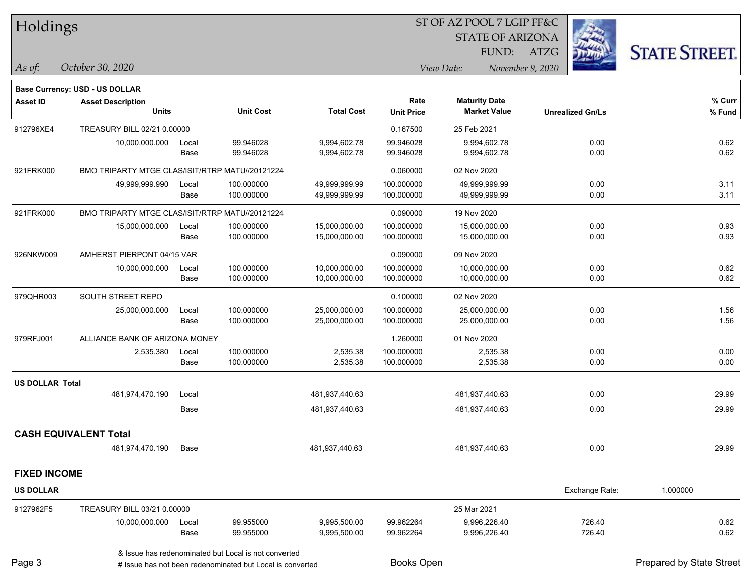# Holdings

ST OF AZ POOL 7 LGIP FF&C
STATE OF ARIZONA
FUND: ATZG

*As of:* *October 30, 2020*

*View Date:* *November 9, 2020*

**Base Currency: USD - US DOLLAR**

| Asset ID | Asset Description / Units | | Unit Cost | Total Cost | Rate / Unit Price | Maturity Date / Market Value | Unrealized Gn/Ls | % Curr / % Fund |
|---|---|---|---|---|---|---|---|---|
| 912796XE4 | TREASURY BILL 02/21 0.00000 | | | | 0.167500 | 25 Feb 2021 | | |
| | 10,000,000.000 | Local | 99.946028 | 9,994,602.78 | 99.946028 | 9,994,602.78 | 0.00 | 0.62 |
| | | Base | 99.946028 | 9,994,602.78 | 99.946028 | 9,994,602.78 | 0.00 | 0.62 |
| 921FRK000 | BMO TRIPARTY MTGE CLAS/ISIT/RTRP MATU//20121224 | | | | 0.060000 | 02 Nov 2020 | | |
| | 49,999,999.990 | Local | 100.000000 | 49,999,999.99 | 100.000000 | 49,999,999.99 | 0.00 | 3.11 |
| | | Base | 100.000000 | 49,999,999.99 | 100.000000 | 49,999,999.99 | 0.00 | 3.11 |
| 921FRK000 | BMO TRIPARTY MTGE CLAS/ISIT/RTRP MATU//20121224 | | | | 0.090000 | 19 Nov 2020 | | |
| | 15,000,000.000 | Local | 100.000000 | 15,000,000.00 | 100.000000 | 15,000,000.00 | 0.00 | 0.93 |
| | | Base | 100.000000 | 15,000,000.00 | 100.000000 | 15,000,000.00 | 0.00 | 0.93 |
| 926NKW009 | AMHERST PIERPONT 04/15 VAR | | | | 0.090000 | 09 Nov 2020 | | |
| | 10,000,000.000 | Local | 100.000000 | 10,000,000.00 | 100.000000 | 10,000,000.00 | 0.00 | 0.62 |
| | | Base | 100.000000 | 10,000,000.00 | 100.000000 | 10,000,000.00 | 0.00 | 0.62 |
| 979QHR003 | SOUTH STREET REPO | | | | 0.100000 | 02 Nov 2020 | | |
| | 25,000,000.000 | Local | 100.000000 | 25,000,000.00 | 100.000000 | 25,000,000.00 | 0.00 | 1.56 |
| | | Base | 100.000000 | 25,000,000.00 | 100.000000 | 25,000,000.00 | 0.00 | 1.56 |
| 979RFJ001 | ALLIANCE BANK OF ARIZONA MONEY | | | | 1.260000 | 01 Nov 2020 | | |
| | 2,535.380 | Local | 100.000000 | 2,535.38 | 100.000000 | 2,535.38 | 0.00 | 0.00 |
| | | Base | 100.000000 | 2,535.38 | 100.000000 | 2,535.38 | 0.00 | 0.00 |
| **US DOLLAR Total** | | | | | | | | |
| | 481,974,470.190 | Local | | 481,937,440.63 | | 481,937,440.63 | 0.00 | 29.99 |
| | | Base | | 481,937,440.63 | | 481,937,440.63 | 0.00 | 29.99 |

## CASH EQUIVALENT Total

| | Units | | Total Cost | Market Value | Unrealized Gn/Ls | % Fund |
|---|---|---|---|---|---|---|
| | 481,974,470.190 | Base | 481,937,440.63 | 481,937,440.63 | 0.00 | 29.99 |

## FIXED INCOME

**US DOLLAR** Exchange Rate: 1.000000

| Asset ID | Asset Description / Units | | Unit Cost | Total Cost | Rate / Unit Price | Maturity Date / Market Value | Unrealized Gn/Ls | % Curr / % Fund |
|---|---|---|---|---|---|---|---|---|
| 9127962F5 | TREASURY BILL 03/21 0.00000 | | | | | 25 Mar 2021 | | |
| | 10,000,000.000 | Local | 99.955000 | 9,995,500.00 | 99.962264 | 9,996,226.40 | 726.40 | 0.62 |
| | | Base | 99.955000 | 9,995,500.00 | 99.962264 | 9,996,226.40 | 726.40 | 0.62 |

& Issue has redenominated but Local is not converted
# Issue has not been redenominated but Local is converted

Books Open

Prepared by State Street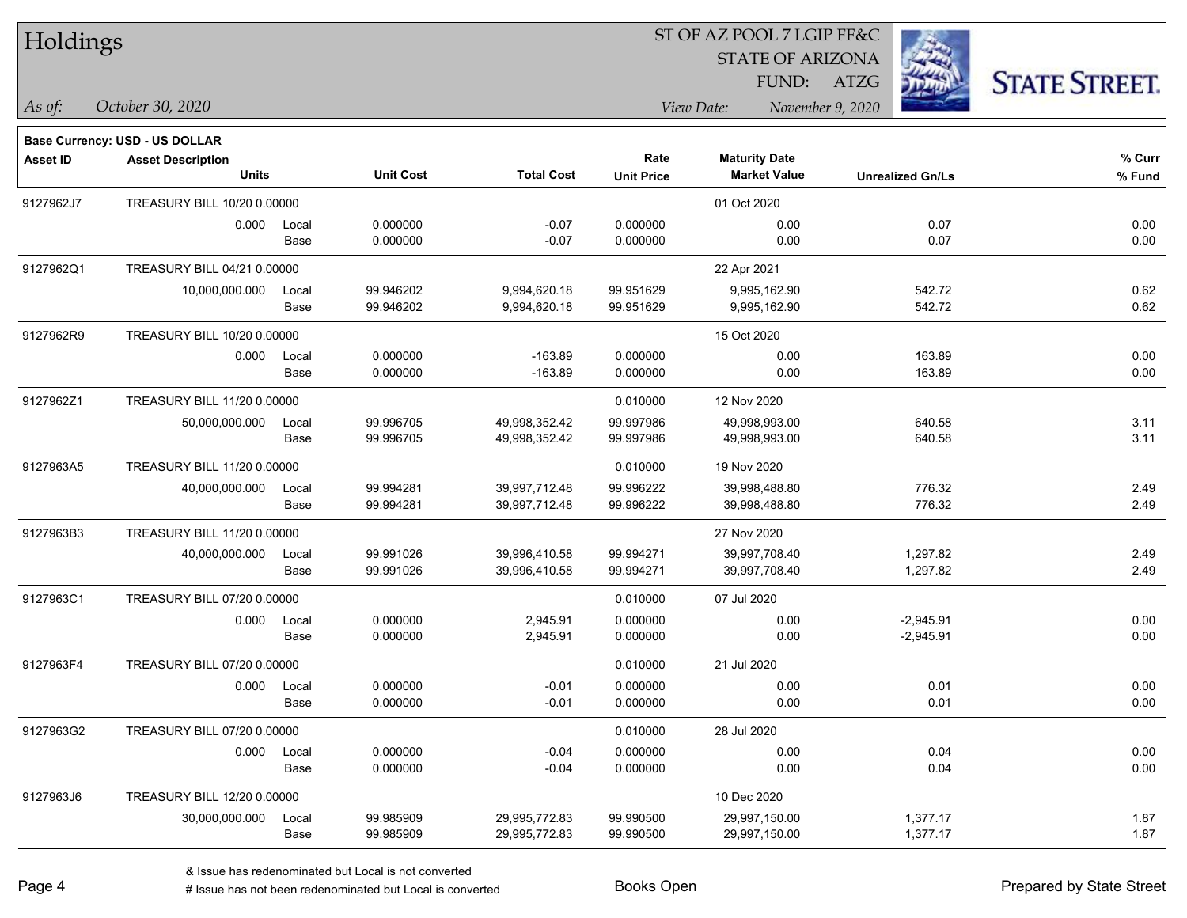# Holdings

ST OF AZ POOL 7 LGIP FF&C
STATE OF ARIZONA
FUND: ATZG

*As of:* *October 30, 2020*

*View Date:* *November 9, 2020*

**Base Currency: USD - US DOLLAR**

| Asset ID | Asset Description / Units | | Unit Cost | Total Cost | Rate / Unit Price | Maturity Date / Market Value | Unrealized Gn/Ls | % Curr / % Fund |
|---|---|---|---|---|---|---|---|---|
| 9127962J7 | TREASURY BILL 10/20 0.00000 | | | | | 01 Oct 2020 | | |
| | 0.000 | Local | 0.000000 | -0.07 | 0.000000 | 0.00 | 0.07 | 0.00 |
| | | Base | 0.000000 | -0.07 | 0.000000 | 0.00 | 0.07 | 0.00 |
| 9127962Q1 | TREASURY BILL 04/21 0.00000 | | | | | 22 Apr 2021 | | |
| | 10,000,000.000 | Local | 99.946202 | 9,994,620.18 | 99.951629 | 9,995,162.90 | 542.72 | 0.62 |
| | | Base | 99.946202 | 9,994,620.18 | 99.951629 | 9,995,162.90 | 542.72 | 0.62 |
| 9127962R9 | TREASURY BILL 10/20 0.00000 | | | | | 15 Oct 2020 | | |
| | 0.000 | Local | 0.000000 | -163.89 | 0.000000 | 0.00 | 163.89 | 0.00 |
| | | Base | 0.000000 | -163.89 | 0.000000 | 0.00 | 163.89 | 0.00 |
| 9127962Z1 | TREASURY BILL 11/20 0.00000 | | | | 0.010000 | 12 Nov 2020 | | |
| | 50,000,000.000 | Local | 99.996705 | 49,998,352.42 | 99.997986 | 49,998,993.00 | 640.58 | 3.11 |
| | | Base | 99.996705 | 49,998,352.42 | 99.997986 | 49,998,993.00 | 640.58 | 3.11 |
| 9127963A5 | TREASURY BILL 11/20 0.00000 | | | | 0.010000 | 19 Nov 2020 | | |
| | 40,000,000.000 | Local | 99.994281 | 39,997,712.48 | 99.996222 | 39,998,488.80 | 776.32 | 2.49 |
| | | Base | 99.994281 | 39,997,712.48 | 99.996222 | 39,998,488.80 | 776.32 | 2.49 |
| 9127963B3 | TREASURY BILL 11/20 0.00000 | | | | | 27 Nov 2020 | | |
| | 40,000,000.000 | Local | 99.991026 | 39,996,410.58 | 99.994271 | 39,997,708.40 | 1,297.82 | 2.49 |
| | | Base | 99.991026 | 39,996,410.58 | 99.994271 | 39,997,708.40 | 1,297.82 | 2.49 |
| 9127963C1 | TREASURY BILL 07/20 0.00000 | | | | 0.010000 | 07 Jul 2020 | | |
| | 0.000 | Local | 0.000000 | 2,945.91 | 0.000000 | 0.00 | -2,945.91 | 0.00 |
| | | Base | 0.000000 | 2,945.91 | 0.000000 | 0.00 | -2,945.91 | 0.00 |
| 9127963F4 | TREASURY BILL 07/20 0.00000 | | | | 0.010000 | 21 Jul 2020 | | |
| | 0.000 | Local | 0.000000 | -0.01 | 0.000000 | 0.00 | 0.01 | 0.00 |
| | | Base | 0.000000 | -0.01 | 0.000000 | 0.00 | 0.01 | 0.00 |
| 9127963G2 | TREASURY BILL 07/20 0.00000 | | | | 0.010000 | 28 Jul 2020 | | |
| | 0.000 | Local | 0.000000 | -0.04 | 0.000000 | 0.00 | 0.04 | 0.00 |
| | | Base | 0.000000 | -0.04 | 0.000000 | 0.00 | 0.04 | 0.00 |
| 9127963J6 | TREASURY BILL 12/20 0.00000 | | | | | 10 Dec 2020 | | |
| | 30,000,000.000 | Local | 99.985909 | 29,995,772.83 | 99.990500 | 29,997,150.00 | 1,377.17 | 1.87 |
| | | Base | 99.985909 | 29,995,772.83 | 99.990500 | 29,997,150.00 | 1,377.17 | 1.87 |

& Issue has redenominated but Local is not converted
# Issue has not been redenominated but Local is converted

Books Open

Prepared by State Street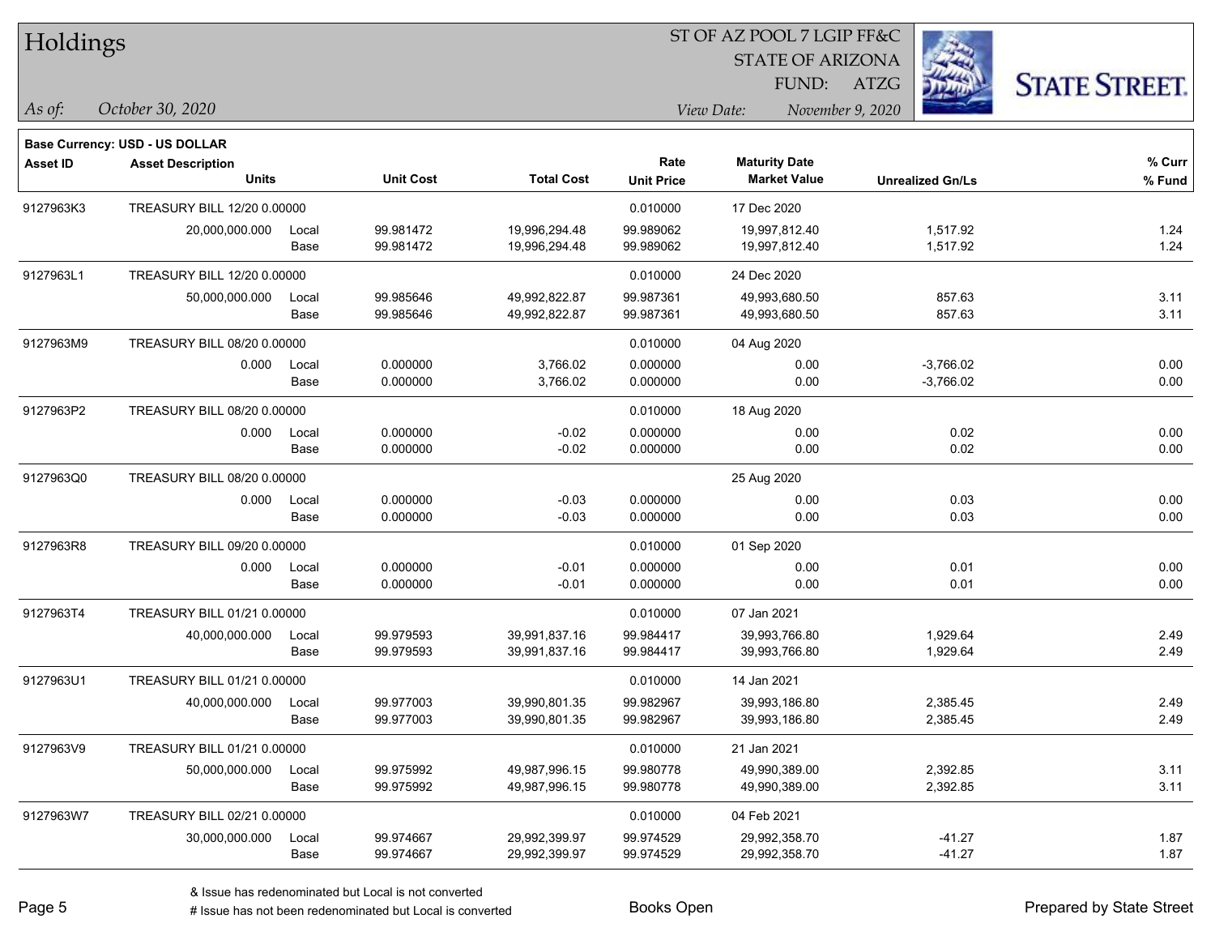# Holdings

ST OF AZ POOL 7 LGIP FF&C
STATE OF ARIZONA
FUND: ATZG

*As of:* *October 30, 2020*

*View Date:* *November 9, 2020*

**Base Currency: USD - US DOLLAR**

| Asset ID | Asset Description / Units | | Unit Cost | Total Cost | Rate / Unit Price | Maturity Date / Market Value | Unrealized Gn/Ls | % Curr / % Fund |
|---|---|---|---|---|---|---|---|---|
| 9127963K3 | TREASURY BILL 12/20 0.00000 | | | | 0.010000 | 17 Dec 2020 | | |
| | 20,000,000.000 | Local | 99.981472 | 19,996,294.48 | 99.989062 | 19,997,812.40 | 1,517.92 | 1.24 |
| | | Base | 99.981472 | 19,996,294.48 | 99.989062 | 19,997,812.40 | 1,517.92 | 1.24 |
| 9127963L1 | TREASURY BILL 12/20 0.00000 | | | | 0.010000 | 24 Dec 2020 | | |
| | 50,000,000.000 | Local | 99.985646 | 49,992,822.87 | 99.987361 | 49,993,680.50 | 857.63 | 3.11 |
| | | Base | 99.985646 | 49,992,822.87 | 99.987361 | 49,993,680.50 | 857.63 | 3.11 |
| 9127963M9 | TREASURY BILL 08/20 0.00000 | | | | 0.010000 | 04 Aug 2020 | | |
| | 0.000 | Local | 0.000000 | 3,766.02 | 0.000000 | 0.00 | -3,766.02 | 0.00 |
| | | Base | 0.000000 | 3,766.02 | 0.000000 | 0.00 | -3,766.02 | 0.00 |
| 9127963P2 | TREASURY BILL 08/20 0.00000 | | | | 0.010000 | 18 Aug 2020 | | |
| | 0.000 | Local | 0.000000 | -0.02 | 0.000000 | 0.00 | 0.02 | 0.00 |
| | | Base | 0.000000 | -0.02 | 0.000000 | 0.00 | 0.02 | 0.00 |
| 9127963Q0 | TREASURY BILL 08/20 0.00000 | | | | | 25 Aug 2020 | | |
| | 0.000 | Local | 0.000000 | -0.03 | 0.000000 | 0.00 | 0.03 | 0.00 |
| | | Base | 0.000000 | -0.03 | 0.000000 | 0.00 | 0.03 | 0.00 |
| 9127963R8 | TREASURY BILL 09/20 0.00000 | | | | 0.010000 | 01 Sep 2020 | | |
| | 0.000 | Local | 0.000000 | -0.01 | 0.000000 | 0.00 | 0.01 | 0.00 |
| | | Base | 0.000000 | -0.01 | 0.000000 | 0.00 | 0.01 | 0.00 |
| 9127963T4 | TREASURY BILL 01/21 0.00000 | | | | 0.010000 | 07 Jan 2021 | | |
| | 40,000,000.000 | Local | 99.979593 | 39,991,837.16 | 99.984417 | 39,993,766.80 | 1,929.64 | 2.49 |
| | | Base | 99.979593 | 39,991,837.16 | 99.984417 | 39,993,766.80 | 1,929.64 | 2.49 |
| 9127963U1 | TREASURY BILL 01/21 0.00000 | | | | 0.010000 | 14 Jan 2021 | | |
| | 40,000,000.000 | Local | 99.977003 | 39,990,801.35 | 99.982967 | 39,993,186.80 | 2,385.45 | 2.49 |
| | | Base | 99.977003 | 39,990,801.35 | 99.982967 | 39,993,186.80 | 2,385.45 | 2.49 |
| 9127963V9 | TREASURY BILL 01/21 0.00000 | | | | 0.010000 | 21 Jan 2021 | | |
| | 50,000,000.000 | Local | 99.975992 | 49,987,996.15 | 99.980778 | 49,990,389.00 | 2,392.85 | 3.11 |
| | | Base | 99.975992 | 49,987,996.15 | 99.980778 | 49,990,389.00 | 2,392.85 | 3.11 |
| 9127963W7 | TREASURY BILL 02/21 0.00000 | | | | 0.010000 | 04 Feb 2021 | | |
| | 30,000,000.000 | Local | 99.974667 | 29,992,399.97 | 99.974529 | 29,992,358.70 | -41.27 | 1.87 |
| | | Base | 99.974667 | 29,992,399.97 | 99.974529 | 29,992,358.70 | -41.27 | 1.87 |

& Issue has redenominated but Local is not converted
# Issue has not been redenominated but Local is converted

Books Open

Prepared by State Street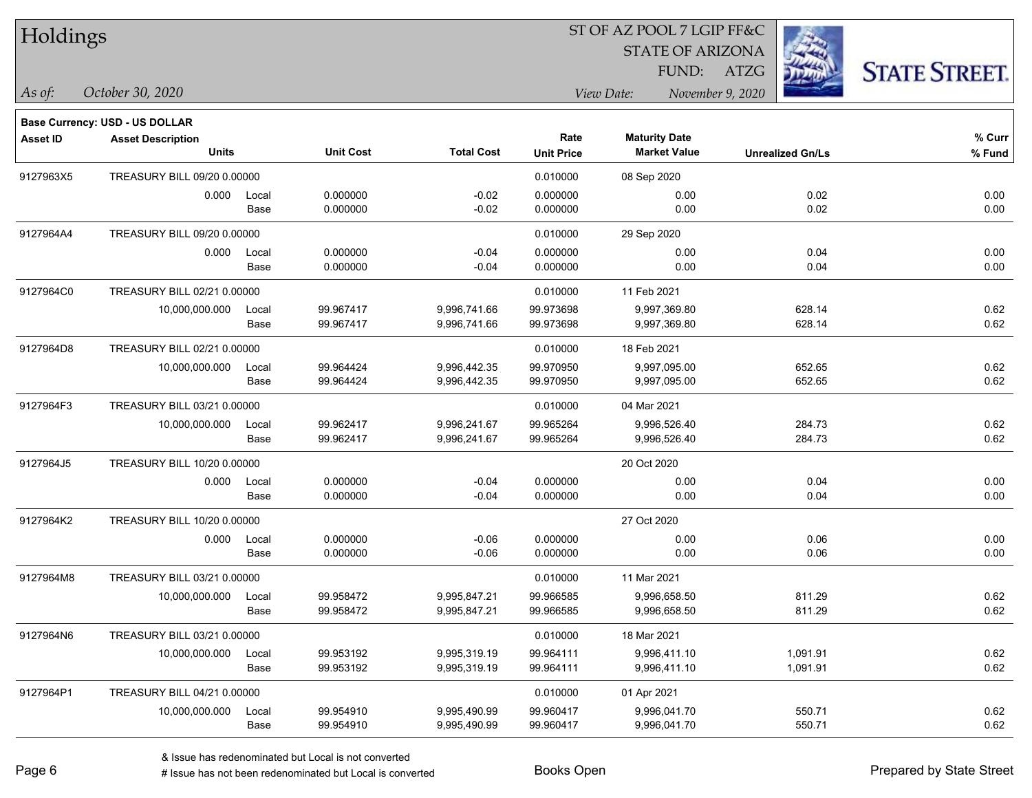# Holdings

ST OF AZ POOL 7 LGIP FF&C
STATE OF ARIZONA
FUND: ATZG

*As of:* *October 30, 2020*

*View Date:* *November 9, 2020*

**STATE STREET.**

**Base Currency: USD - US DOLLAR**

| Asset ID | Asset Description / Units | | Unit Cost | Total Cost | Rate / Unit Price | Maturity Date / Market Value | Unrealized Gn/Ls | % Curr / % Fund |
|---|---|---|---|---|---|---|---|---|
| 9127963X5 | TREASURY BILL 09/20 0.00000 | | | | 0.010000 | 08 Sep 2020 | | |
| | 0.000 | Local | 0.000000 | -0.02 | 0.000000 | 0.00 | 0.02 | 0.00 |
| | | Base | 0.000000 | -0.02 | 0.000000 | 0.00 | 0.02 | 0.00 |
| 9127964A4 | TREASURY BILL 09/20 0.00000 | | | | 0.010000 | 29 Sep 2020 | | |
| | 0.000 | Local | 0.000000 | -0.04 | 0.000000 | 0.00 | 0.04 | 0.00 |
| | | Base | 0.000000 | -0.04 | 0.000000 | 0.00 | 0.04 | 0.00 |
| 9127964C0 | TREASURY BILL 02/21 0.00000 | | | | 0.010000 | 11 Feb 2021 | | |
| | 10,000,000.000 | Local | 99.967417 | 9,996,741.66 | 99.973698 | 9,997,369.80 | 628.14 | 0.62 |
| | | Base | 99.967417 | 9,996,741.66 | 99.973698 | 9,997,369.80 | 628.14 | 0.62 |
| 9127964D8 | TREASURY BILL 02/21 0.00000 | | | | 0.010000 | 18 Feb 2021 | | |
| | 10,000,000.000 | Local | 99.964424 | 9,996,442.35 | 99.970950 | 9,997,095.00 | 652.65 | 0.62 |
| | | Base | 99.964424 | 9,996,442.35 | 99.970950 | 9,997,095.00 | 652.65 | 0.62 |
| 9127964F3 | TREASURY BILL 03/21 0.00000 | | | | 0.010000 | 04 Mar 2021 | | |
| | 10,000,000.000 | Local | 99.962417 | 9,996,241.67 | 99.965264 | 9,996,526.40 | 284.73 | 0.62 |
| | | Base | 99.962417 | 9,996,241.67 | 99.965264 | 9,996,526.40 | 284.73 | 0.62 |
| 9127964J5 | TREASURY BILL 10/20 0.00000 | | | | | 20 Oct 2020 | | |
| | 0.000 | Local | 0.000000 | -0.04 | 0.000000 | 0.00 | 0.04 | 0.00 |
| | | Base | 0.000000 | -0.04 | 0.000000 | 0.00 | 0.04 | 0.00 |
| 9127964K2 | TREASURY BILL 10/20 0.00000 | | | | | 27 Oct 2020 | | |
| | 0.000 | Local | 0.000000 | -0.06 | 0.000000 | 0.00 | 0.06 | 0.00 |
| | | Base | 0.000000 | -0.06 | 0.000000 | 0.00 | 0.06 | 0.00 |
| 9127964M8 | TREASURY BILL 03/21 0.00000 | | | | 0.010000 | 11 Mar 2021 | | |
| | 10,000,000.000 | Local | 99.958472 | 9,995,847.21 | 99.966585 | 9,996,658.50 | 811.29 | 0.62 |
| | | Base | 99.958472 | 9,995,847.21 | 99.966585 | 9,996,658.50 | 811.29 | 0.62 |
| 9127964N6 | TREASURY BILL 03/21 0.00000 | | | | 0.010000 | 18 Mar 2021 | | |
| | 10,000,000.000 | Local | 99.953192 | 9,995,319.19 | 99.964111 | 9,996,411.10 | 1,091.91 | 0.62 |
| | | Base | 99.953192 | 9,995,319.19 | 99.964111 | 9,996,411.10 | 1,091.91 | 0.62 |
| 9127964P1 | TREASURY BILL 04/21 0.00000 | | | | 0.010000 | 01 Apr 2021 | | |
| | 10,000,000.000 | Local | 99.954910 | 9,995,490.99 | 99.960417 | 9,996,041.70 | 550.71 | 0.62 |
| | | Base | 99.954910 | 9,995,490.99 | 99.960417 | 9,996,041.70 | 550.71 | 0.62 |

& Issue has redenominated but Local is not converted
# Issue has not been redenominated but Local is converted

Books Open

Prepared by State Street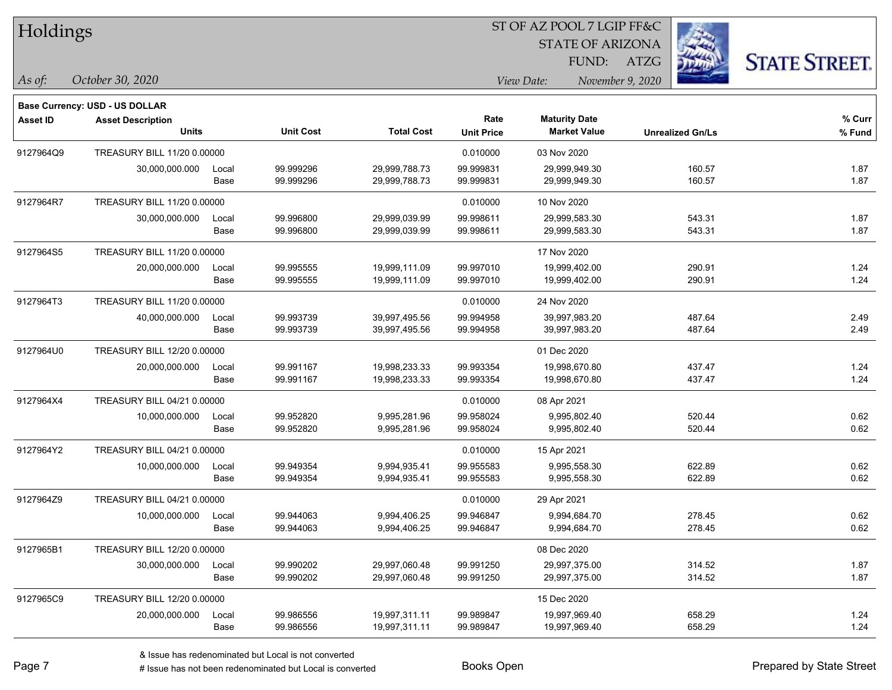# Holdings

ST OF AZ POOL 7 LGIP FF&C
STATE OF ARIZONA
FUND: ATZG

*As of:* *October 30, 2020*

*View Date:* *November 9, 2020*

STATE STREET.

**Base Currency: USD - US DOLLAR**

| Asset ID | Asset Description / Units | | Unit Cost | Total Cost | Rate / Unit Price | Maturity Date / Market Value | Unrealized Gn/Ls | % Curr / % Fund |
|---|---|---|---|---|---|---|---|---|
| 9127964Q9 | TREASURY BILL 11/20 0.00000 | | | | 0.010000 | 03 Nov 2020 | | |
| | 30,000,000.000 | Local | 99.999296 | 29,999,788.73 | 99.999831 | 29,999,949.30 | 160.57 | 1.87 |
| | | Base | 99.999296 | 29,999,788.73 | 99.999831 | 29,999,949.30 | 160.57 | 1.87 |
| 9127964R7 | TREASURY BILL 11/20 0.00000 | | | | 0.010000 | 10 Nov 2020 | | |
| | 30,000,000.000 | Local | 99.996800 | 29,999,039.99 | 99.998611 | 29,999,583.30 | 543.31 | 1.87 |
| | | Base | 99.996800 | 29,999,039.99 | 99.998611 | 29,999,583.30 | 543.31 | 1.87 |
| 9127964S5 | TREASURY BILL 11/20 0.00000 | | | | | 17 Nov 2020 | | |
| | 20,000,000.000 | Local | 99.995555 | 19,999,111.09 | 99.997010 | 19,999,402.00 | 290.91 | 1.24 |
| | | Base | 99.995555 | 19,999,111.09 | 99.997010 | 19,999,402.00 | 290.91 | 1.24 |
| 9127964T3 | TREASURY BILL 11/20 0.00000 | | | | 0.010000 | 24 Nov 2020 | | |
| | 40,000,000.000 | Local | 99.993739 | 39,997,495.56 | 99.994958 | 39,997,983.20 | 487.64 | 2.49 |
| | | Base | 99.993739 | 39,997,495.56 | 99.994958 | 39,997,983.20 | 487.64 | 2.49 |
| 9127964U0 | TREASURY BILL 12/20 0.00000 | | | | | 01 Dec 2020 | | |
| | 20,000,000.000 | Local | 99.991167 | 19,998,233.33 | 99.993354 | 19,998,670.80 | 437.47 | 1.24 |
| | | Base | 99.991167 | 19,998,233.33 | 99.993354 | 19,998,670.80 | 437.47 | 1.24 |
| 9127964X4 | TREASURY BILL 04/21 0.00000 | | | | 0.010000 | 08 Apr 2021 | | |
| | 10,000,000.000 | Local | 99.952820 | 9,995,281.96 | 99.958024 | 9,995,802.40 | 520.44 | 0.62 |
| | | Base | 99.952820 | 9,995,281.96 | 99.958024 | 9,995,802.40 | 520.44 | 0.62 |
| 9127964Y2 | TREASURY BILL 04/21 0.00000 | | | | 0.010000 | 15 Apr 2021 | | |
| | 10,000,000.000 | Local | 99.949354 | 9,994,935.41 | 99.955583 | 9,995,558.30 | 622.89 | 0.62 |
| | | Base | 99.949354 | 9,994,935.41 | 99.955583 | 9,995,558.30 | 622.89 | 0.62 |
| 9127964Z9 | TREASURY BILL 04/21 0.00000 | | | | 0.010000 | 29 Apr 2021 | | |
| | 10,000,000.000 | Local | 99.944063 | 9,994,406.25 | 99.946847 | 9,994,684.70 | 278.45 | 0.62 |
| | | Base | 99.944063 | 9,994,406.25 | 99.946847 | 9,994,684.70 | 278.45 | 0.62 |
| 9127965B1 | TREASURY BILL 12/20 0.00000 | | | | | 08 Dec 2020 | | |
| | 30,000,000.000 | Local | 99.990202 | 29,997,060.48 | 99.991250 | 29,997,375.00 | 314.52 | 1.87 |
| | | Base | 99.990202 | 29,997,060.48 | 99.991250 | 29,997,375.00 | 314.52 | 1.87 |
| 9127965C9 | TREASURY BILL 12/20 0.00000 | | | | | 15 Dec 2020 | | |
| | 20,000,000.000 | Local | 99.986556 | 19,997,311.11 | 99.989847 | 19,997,969.40 | 658.29 | 1.24 |
| | | Base | 99.986556 | 19,997,311.11 | 99.989847 | 19,997,969.40 | 658.29 | 1.24 |

& Issue has redenominated but Local is not converted
# Issue has not been redenominated but Local is converted

Books Open

Prepared by State Street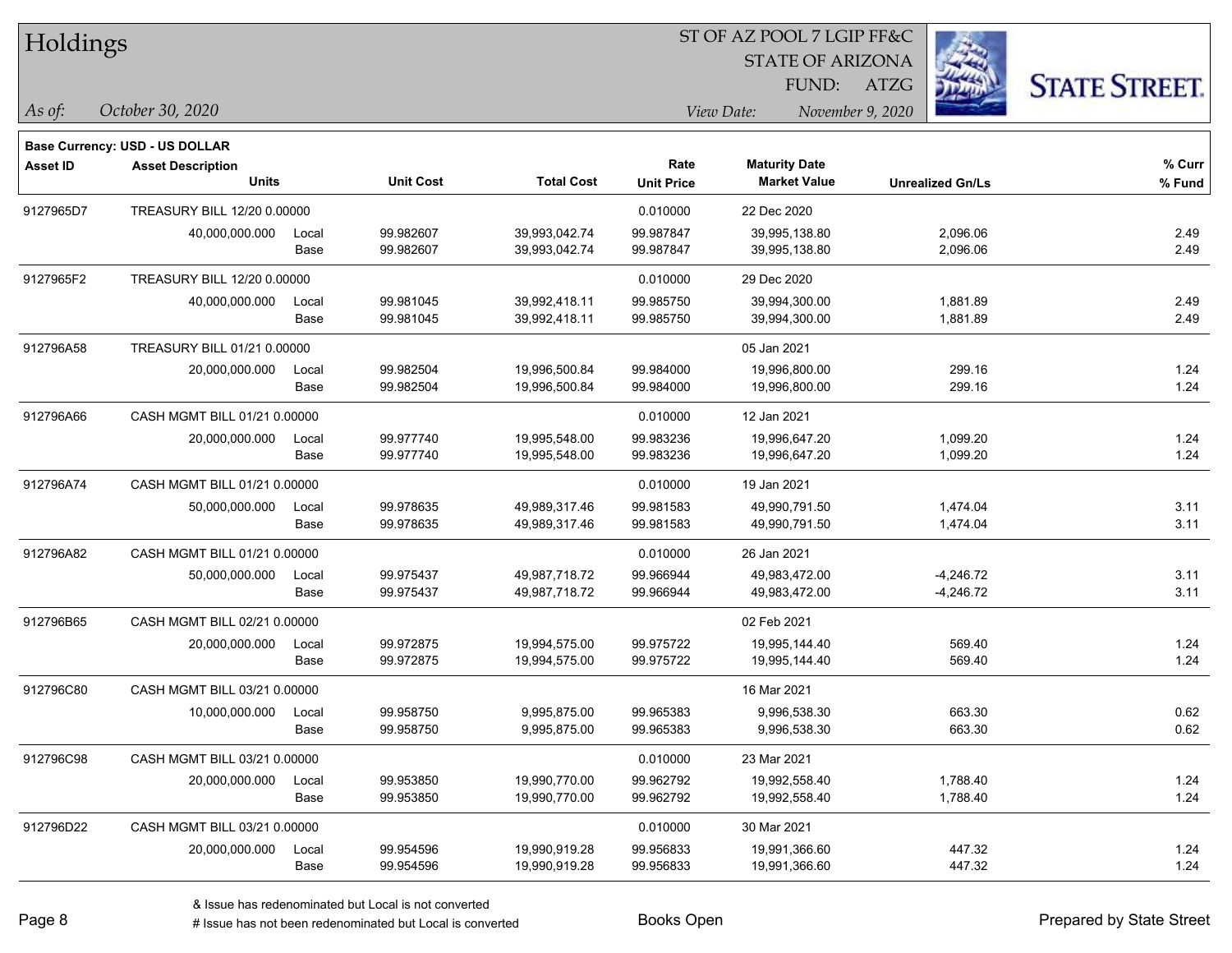# Holdings

ST OF AZ POOL 7 LGIP FF&C
STATE OF ARIZONA
FUND: ATZG

*As of:* *October 30, 2020*

*View Date:* *November 9, 2020*

**Base Currency: USD - US DOLLAR**

| Asset ID | Asset Description / Units | | Unit Cost | Total Cost | Rate / Unit Price | Maturity Date / Market Value | Unrealized Gn/Ls | % Curr / % Fund |
|---|---|---|---|---|---|---|---|---|
| 9127965D7 | TREASURY BILL 12/20 0.00000 | | | | 0.010000 | 22 Dec 2020 | | |
| | 40,000,000.000 | Local | 99.982607 | 39,993,042.74 | 99.987847 | 39,995,138.80 | 2,096.06 | 2.49 |
| | | Base | 99.982607 | 39,993,042.74 | 99.987847 | 39,995,138.80 | 2,096.06 | 2.49 |
| 9127965F2 | TREASURY BILL 12/20 0.00000 | | | | 0.010000 | 29 Dec 2020 | | |
| | 40,000,000.000 | Local | 99.981045 | 39,992,418.11 | 99.985750 | 39,994,300.00 | 1,881.89 | 2.49 |
| | | Base | 99.981045 | 39,992,418.11 | 99.985750 | 39,994,300.00 | 1,881.89 | 2.49 |
| 912796A58 | TREASURY BILL 01/21 0.00000 | | | | | 05 Jan 2021 | | |
| | 20,000,000.000 | Local | 99.982504 | 19,996,500.84 | 99.984000 | 19,996,800.00 | 299.16 | 1.24 |
| | | Base | 99.982504 | 19,996,500.84 | 99.984000 | 19,996,800.00 | 299.16 | 1.24 |
| 912796A66 | CASH MGMT BILL 01/21 0.00000 | | | | 0.010000 | 12 Jan 2021 | | |
| | 20,000,000.000 | Local | 99.977740 | 19,995,548.00 | 99.983236 | 19,996,647.20 | 1,099.20 | 1.24 |
| | | Base | 99.977740 | 19,995,548.00 | 99.983236 | 19,996,647.20 | 1,099.20 | 1.24 |
| 912796A74 | CASH MGMT BILL 01/21 0.00000 | | | | 0.010000 | 19 Jan 2021 | | |
| | 50,000,000.000 | Local | 99.978635 | 49,989,317.46 | 99.981583 | 49,990,791.50 | 1,474.04 | 3.11 |
| | | Base | 99.978635 | 49,989,317.46 | 99.981583 | 49,990,791.50 | 1,474.04 | 3.11 |
| 912796A82 | CASH MGMT BILL 01/21 0.00000 | | | | 0.010000 | 26 Jan 2021 | | |
| | 50,000,000.000 | Local | 99.975437 | 49,987,718.72 | 99.966944 | 49,983,472.00 | -4,246.72 | 3.11 |
| | | Base | 99.975437 | 49,987,718.72 | 99.966944 | 49,983,472.00 | -4,246.72 | 3.11 |
| 912796B65 | CASH MGMT BILL 02/21 0.00000 | | | | | 02 Feb 2021 | | |
| | 20,000,000.000 | Local | 99.972875 | 19,994,575.00 | 99.975722 | 19,995,144.40 | 569.40 | 1.24 |
| | | Base | 99.972875 | 19,994,575.00 | 99.975722 | 19,995,144.40 | 569.40 | 1.24 |
| 912796C80 | CASH MGMT BILL 03/21 0.00000 | | | | | 16 Mar 2021 | | |
| | 10,000,000.000 | Local | 99.958750 | 9,995,875.00 | 99.965383 | 9,996,538.30 | 663.30 | 0.62 |
| | | Base | 99.958750 | 9,995,875.00 | 99.965383 | 9,996,538.30 | 663.30 | 0.62 |
| 912796C98 | CASH MGMT BILL 03/21 0.00000 | | | | 0.010000 | 23 Mar 2021 | | |
| | 20,000,000.000 | Local | 99.953850 | 19,990,770.00 | 99.962792 | 19,992,558.40 | 1,788.40 | 1.24 |
| | | Base | 99.953850 | 19,990,770.00 | 99.962792 | 19,992,558.40 | 1,788.40 | 1.24 |
| 912796D22 | CASH MGMT BILL 03/21 0.00000 | | | | 0.010000 | 30 Mar 2021 | | |
| | 20,000,000.000 | Local | 99.954596 | 19,990,919.28 | 99.956833 | 19,991,366.60 | 447.32 | 1.24 |
| | | Base | 99.954596 | 19,990,919.28 | 99.956833 | 19,991,366.60 | 447.32 | 1.24 |

& Issue has redenominated but Local is not converted
# Issue has not been redenominated but Local is converted

Books Open

Prepared by State Street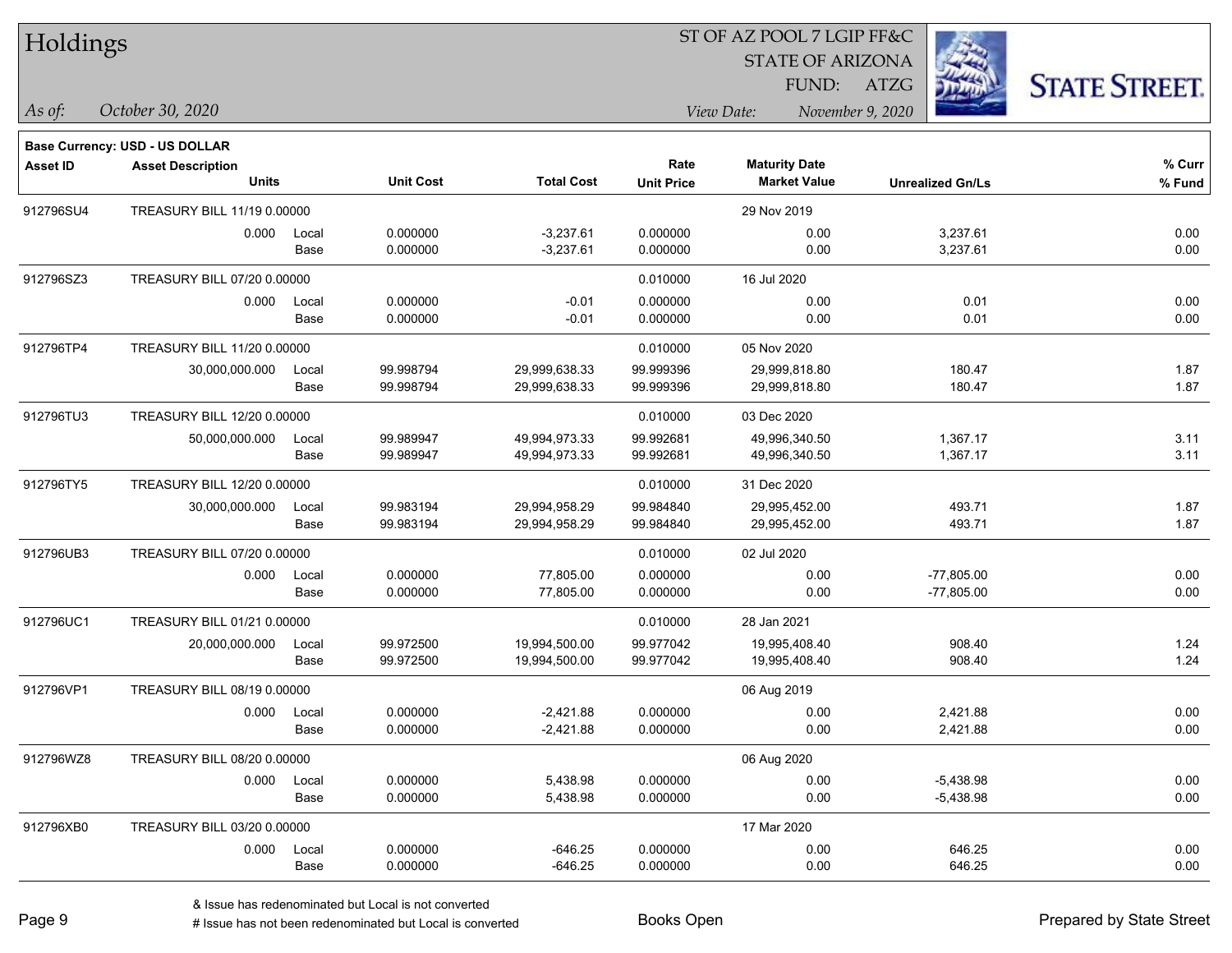# Holdings

ST OF AZ POOL 7 LGIP FF&C
STATE OF ARIZONA
FUND: ATZG

*As of:* *October 30, 2020*
*View Date:* *November 9, 2020*

**STATE STREET.**

**Base Currency: USD - US DOLLAR**

| Asset ID | Asset Description / Units | | Unit Cost | Total Cost | Rate / Unit Price | Maturity Date / Market Value | Unrealized Gn/Ls | % Curr / % Fund |
|---|---|---|---|---|---|---|---|---|
| 912796SU4 | TREASURY BILL 11/19 0.00000 | | | | | 29 Nov 2019 | | |
| | 0.000 | Local | 0.000000 | -3,237.61 | 0.000000 | 0.00 | 3,237.61 | 0.00 |
| | | Base | 0.000000 | -3,237.61 | 0.000000 | 0.00 | 3,237.61 | 0.00 |
| 912796SZ3 | TREASURY BILL 07/20 0.00000 | | | | 0.010000 | 16 Jul 2020 | | |
| | 0.000 | Local | 0.000000 | -0.01 | 0.000000 | 0.00 | 0.01 | 0.00 |
| | | Base | 0.000000 | -0.01 | 0.000000 | 0.00 | 0.01 | 0.00 |
| 912796TP4 | TREASURY BILL 11/20 0.00000 | | | | 0.010000 | 05 Nov 2020 | | |
| | 30,000,000.000 | Local | 99.998794 | 29,999,638.33 | 99.999396 | 29,999,818.80 | 180.47 | 1.87 |
| | | Base | 99.998794 | 29,999,638.33 | 99.999396 | 29,999,818.80 | 180.47 | 1.87 |
| 912796TU3 | TREASURY BILL 12/20 0.00000 | | | | 0.010000 | 03 Dec 2020 | | |
| | 50,000,000.000 | Local | 99.989947 | 49,994,973.33 | 99.992681 | 49,996,340.50 | 1,367.17 | 3.11 |
| | | Base | 99.989947 | 49,994,973.33 | 99.992681 | 49,996,340.50 | 1,367.17 | 3.11 |
| 912796TY5 | TREASURY BILL 12/20 0.00000 | | | | 0.010000 | 31 Dec 2020 | | |
| | 30,000,000.000 | Local | 99.983194 | 29,994,958.29 | 99.984840 | 29,995,452.00 | 493.71 | 1.87 |
| | | Base | 99.983194 | 29,994,958.29 | 99.984840 | 29,995,452.00 | 493.71 | 1.87 |
| 912796UB3 | TREASURY BILL 07/20 0.00000 | | | | 0.010000 | 02 Jul 2020 | | |
| | 0.000 | Local | 0.000000 | 77,805.00 | 0.000000 | 0.00 | -77,805.00 | 0.00 |
| | | Base | 0.000000 | 77,805.00 | 0.000000 | 0.00 | -77,805.00 | 0.00 |
| 912796UC1 | TREASURY BILL 01/21 0.00000 | | | | 0.010000 | 28 Jan 2021 | | |
| | 20,000,000.000 | Local | 99.972500 | 19,994,500.00 | 99.977042 | 19,995,408.40 | 908.40 | 1.24 |
| | | Base | 99.972500 | 19,994,500.00 | 99.977042 | 19,995,408.40 | 908.40 | 1.24 |
| 912796VP1 | TREASURY BILL 08/19 0.00000 | | | | | 06 Aug 2019 | | |
| | 0.000 | Local | 0.000000 | -2,421.88 | 0.000000 | 0.00 | 2,421.88 | 0.00 |
| | | Base | 0.000000 | -2,421.88 | 0.000000 | 0.00 | 2,421.88 | 0.00 |
| 912796WZ8 | TREASURY BILL 08/20 0.00000 | | | | | 06 Aug 2020 | | |
| | 0.000 | Local | 0.000000 | 5,438.98 | 0.000000 | 0.00 | -5,438.98 | 0.00 |
| | | Base | 0.000000 | 5,438.98 | 0.000000 | 0.00 | -5,438.98 | 0.00 |
| 912796XB0 | TREASURY BILL 03/20 0.00000 | | | | | 17 Mar 2020 | | |
| | 0.000 | Local | 0.000000 | -646.25 | 0.000000 | 0.00 | 646.25 | 0.00 |
| | | Base | 0.000000 | -646.25 | 0.000000 | 0.00 | 646.25 | 0.00 |

& Issue has redenominated but Local is not converted
# Issue has not been redenominated but Local is converted

Books Open

Prepared by State Street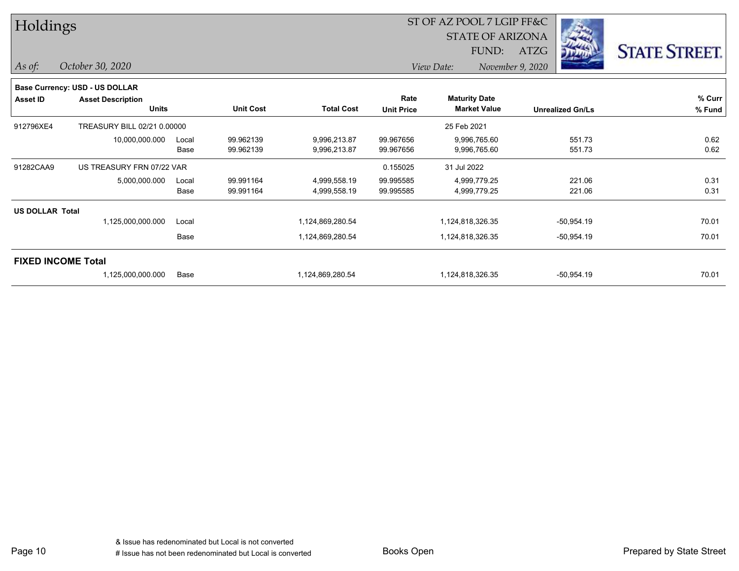# Holdings

ST OF AZ POOL 7 LGIP FF&C
STATE OF ARIZONA
FUND: ATZG

*As of: October 30, 2020*

*View Date: November 9, 2020*

**Base Currency: USD - US DOLLAR**

| Asset ID | Asset Description / Units | | Unit Cost | Total Cost | Rate / Unit Price | Maturity Date / Market Value | Unrealized Gn/Ls | % Curr / % Fund |
|---|---|---|---|---|---|---|---|---|
| 912796XE4 | TREASURY BILL 02/21 0.00000 | | | | | 25 Feb 2021 | | |
| | 10,000,000.000 | Local | 99.962139 | 9,996,213.87 | 99.967656 | 9,996,765.60 | 551.73 | 0.62 |
| | | Base | 99.962139 | 9,996,213.87 | 99.967656 | 9,996,765.60 | 551.73 | 0.62 |
| 91282CAA9 | US TREASURY FRN 07/22 VAR | | | | 0.155025 | 31 Jul 2022 | | |
| | 5,000,000.000 | Local | 99.991164 | 4,999,558.19 | 99.995585 | 4,999,779.25 | 221.06 | 0.31 |
| | | Base | 99.991164 | 4,999,558.19 | 99.995585 | 4,999,779.25 | 221.06 | 0.31 |
| **US DOLLAR Total** | | | | | | | | |
| | 1,125,000,000.000 | Local | | 1,124,869,280.54 | | 1,124,818,326.35 | -50,954.19 | 70.01 |
| | | Base | | 1,124,869,280.54 | | 1,124,818,326.35 | -50,954.19 | 70.01 |
| **FIXED INCOME Total** | | | | | | | | |
| | 1,125,000,000.000 | Base | | 1,124,869,280.54 | | 1,124,818,326.35 | -50,954.19 | 70.01 |

& Issue has redenominated but Local is not converted
# Issue has not been redenominated but Local is converted

Books Open

Prepared by State Street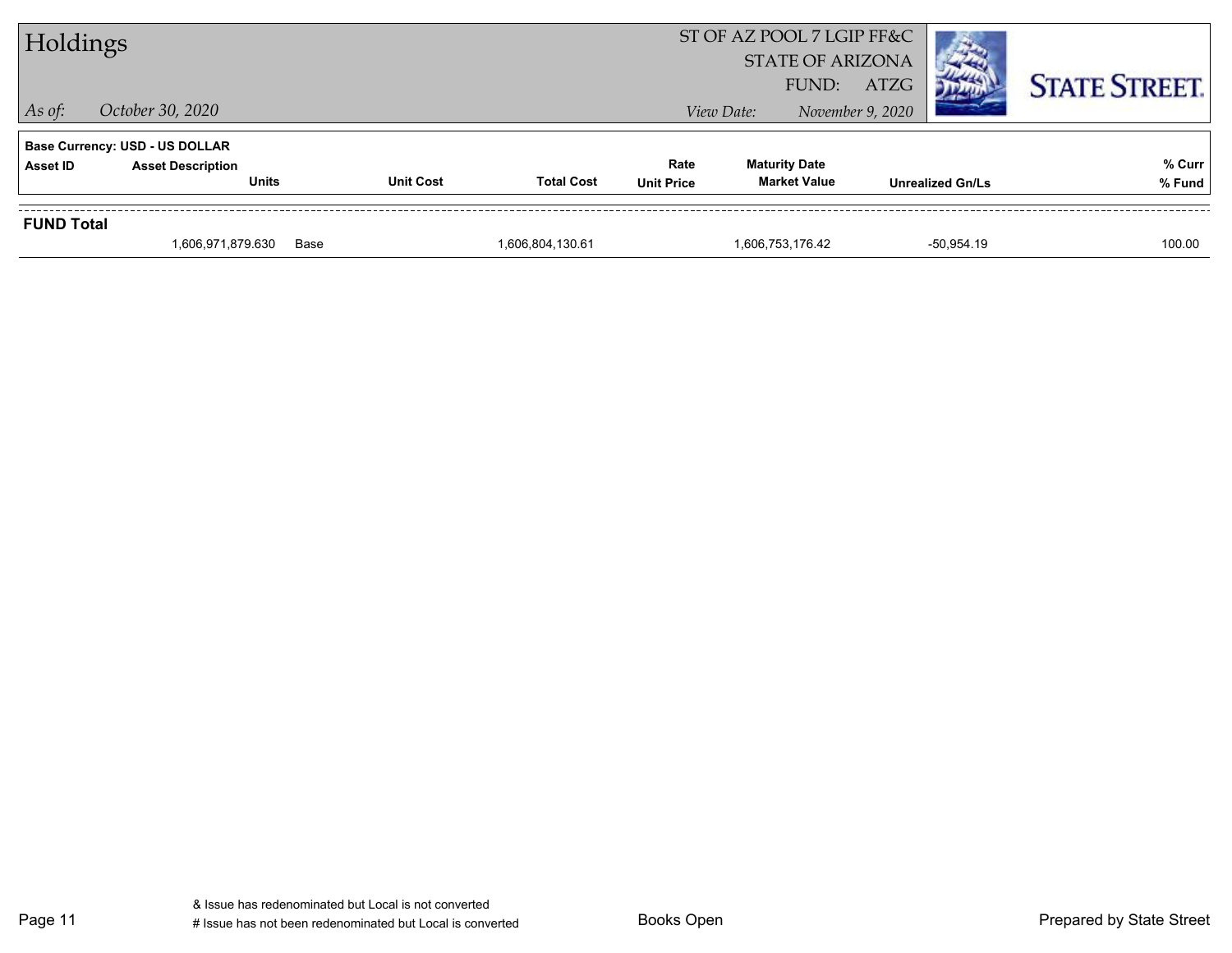Base Currency: USD - US DOLLAR

| Asset ID | Asset Description / Units | Unit Cost | Total Cost | Rate / Unit Price | Maturity Date / Market Value | Unrealized Gn/Ls | % Curr / % Fund |
|---|---|---|---|---|---|---|---|
| **FUND Total** | | | | | | | |
| | 1,606,971,879.630 | Base | 1,606,804,130.61 | | 1,606,753,176.42 | -50,954.19 | 100.00 |

& Issue has redenominated but Local is not converted

# Issue has not been redenominated but Local is converted

Books Open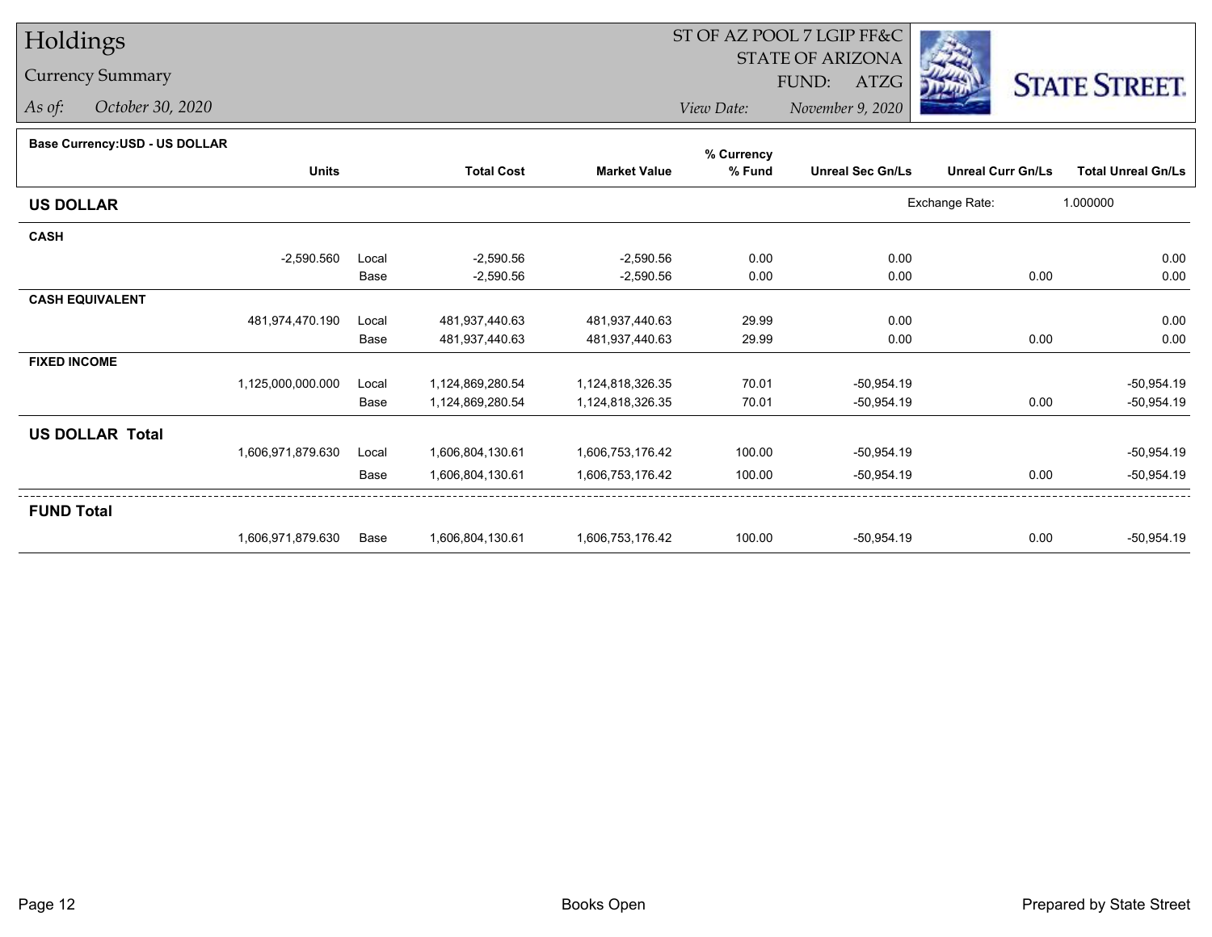# Holdings

## Currency Summary

*As of:* October 30, 2020

ST OF AZ POOL 7 LGIP FF&C
STATE OF ARIZONA
FUND: ATZG
*View Date:* November 9, 2020

STATE STREET.

**Base Currency:USD - US DOLLAR**

| | Units | | Total Cost | Market Value | % Currency % Fund | Unreal Sec Gn/Ls | Unreal Curr Gn/Ls | Total Unreal Gn/Ls |
|---|---|---|---|---|---|---|---|---|
| **US DOLLAR** | | | | | | Exchange Rate: | 1.000000 | |
| **CASH** | | | | | | | | |
| | -2,590.560 | Local | -2,590.56 | -2,590.56 | 0.00 | 0.00 | | 0.00 |
| | | Base | -2,590.56 | -2,590.56 | 0.00 | 0.00 | 0.00 | 0.00 |
| **CASH EQUIVALENT** | | | | | | | | |
| | 481,974,470.190 | Local | 481,937,440.63 | 481,937,440.63 | 29.99 | 0.00 | | 0.00 |
| | | Base | 481,937,440.63 | 481,937,440.63 | 29.99 | 0.00 | 0.00 | 0.00 |
| **FIXED INCOME** | | | | | | | | |
| | 1,125,000,000.000 | Local | 1,124,869,280.54 | 1,124,818,326.35 | 70.01 | -50,954.19 | | -50,954.19 |
| | | Base | 1,124,869,280.54 | 1,124,818,326.35 | 70.01 | -50,954.19 | 0.00 | -50,954.19 |
| **US DOLLAR Total** | | | | | | | | |
| | 1,606,971,879.630 | Local | 1,606,804,130.61 | 1,606,753,176.42 | 100.00 | -50,954.19 | | -50,954.19 |
| | | Base | 1,606,804,130.61 | 1,606,753,176.42 | 100.00 | -50,954.19 | 0.00 | -50,954.19 |
| **FUND Total** | | | | | | | | |
| | 1,606,971,879.630 | Base | 1,606,804,130.61 | 1,606,753,176.42 | 100.00 | -50,954.19 | 0.00 | -50,954.19 |

Books Open

Prepared by State Street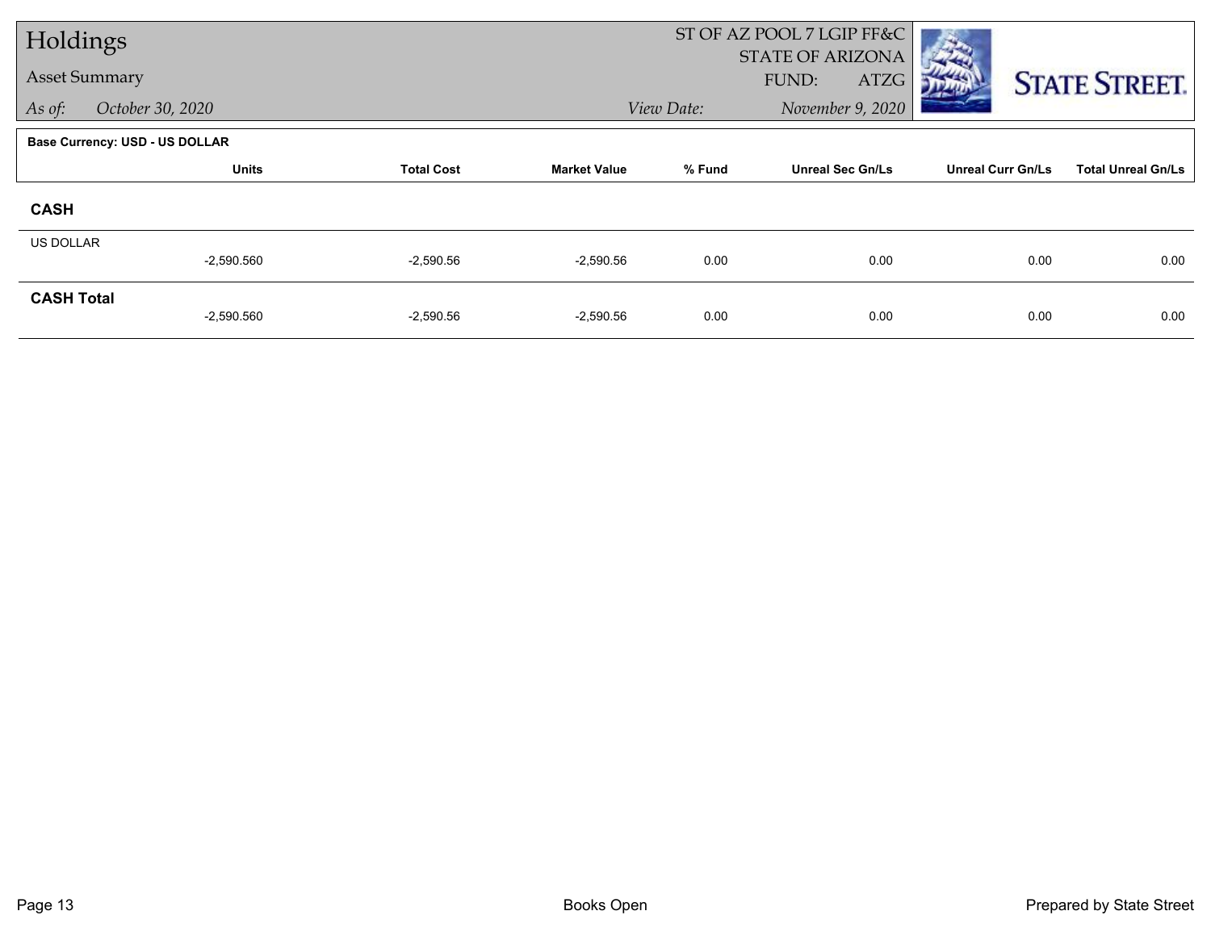# Holdings

## Asset Summary

*As of:* *October 30, 2020*

ST OF AZ POOL 7 LGIP FF&C
STATE OF ARIZONA
FUND: ATZG

*View Date:* *November 9, 2020*

STATE STREET.

**Base Currency: USD - US DOLLAR**

| | Units | Total Cost | Market Value | % Fund | Unreal Sec Gn/Ls | Unreal Curr Gn/Ls | Total Unreal Gn/Ls |
|---|---|---|---|---|---|---|---|
| **CASH** | | | | | | | |
| US DOLLAR | -2,590.560 | -2,590.56 | -2,590.56 | 0.00 | 0.00 | 0.00 | 0.00 |
| **CASH Total** | -2,590.560 | -2,590.56 | -2,590.56 | 0.00 | 0.00 | 0.00 | 0.00 |

Books Open

Prepared by State Street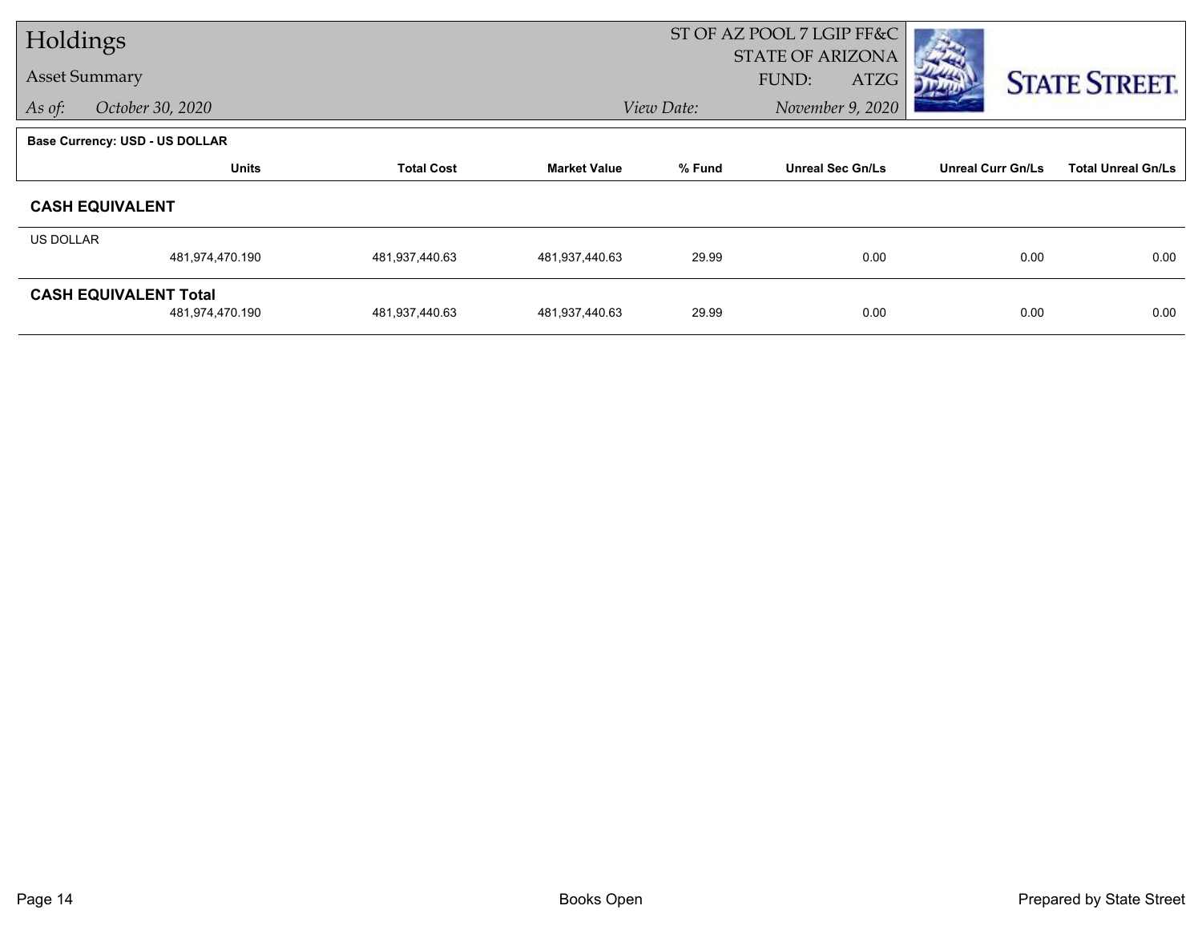# Holdings

## Asset Summary

*As of:* *October 30, 2020*

ST OF AZ POOL 7 LGIP FF&C
STATE OF ARIZONA
FUND: ATZG

*View Date:* *November 9, 2020*

STATE STREET.

**Base Currency: USD - US DOLLAR**

| | Units | Total Cost | Market Value | % Fund | Unreal Sec Gn/Ls | Unreal Curr Gn/Ls | Total Unreal Gn/Ls |
|---|---|---|---|---|---|---|---|
| **CASH EQUIVALENT** | | | | | | | |
| US DOLLAR | 481,974,470.190 | 481,937,440.63 | 481,937,440.63 | 29.99 | 0.00 | 0.00 | 0.00 |
| **CASH EQUIVALENT Total** | 481,974,470.190 | 481,937,440.63 | 481,937,440.63 | 29.99 | 0.00 | 0.00 | 0.00 |

Books Open

Prepared by State Street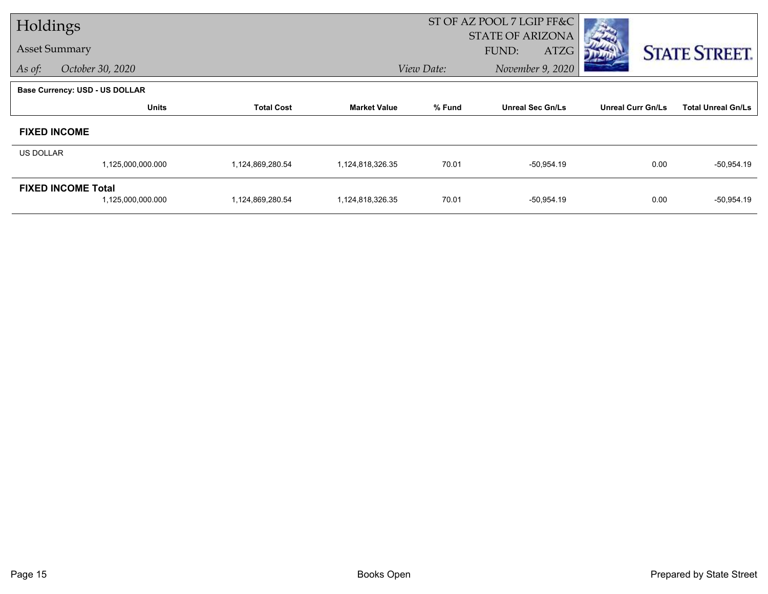# Holdings

## Asset Summary

*As of:* *October 30, 2020*

ST OF AZ POOL 7 LGIP FF&C
STATE OF ARIZONA
FUND: ATZG

*View Date:* *November 9, 2020*

**Base Currency: USD - US DOLLAR**

| | Units | Total Cost | Market Value | % Fund | Unreal Sec Gn/Ls | Unreal Curr Gn/Ls | Total Unreal Gn/Ls |
|---|---|---|---|---|---|---|---|
| **FIXED INCOME** | | | | | | | |
| US DOLLAR | 1,125,000,000.000 | 1,124,869,280.54 | 1,124,818,326.35 | 70.01 | -50,954.19 | 0.00 | -50,954.19 |
| **FIXED INCOME Total** | 1,125,000,000.000 | 1,124,869,280.54 | 1,124,818,326.35 | 70.01 | -50,954.19 | 0.00 | -50,954.19 |

Books Open

Prepared by State Street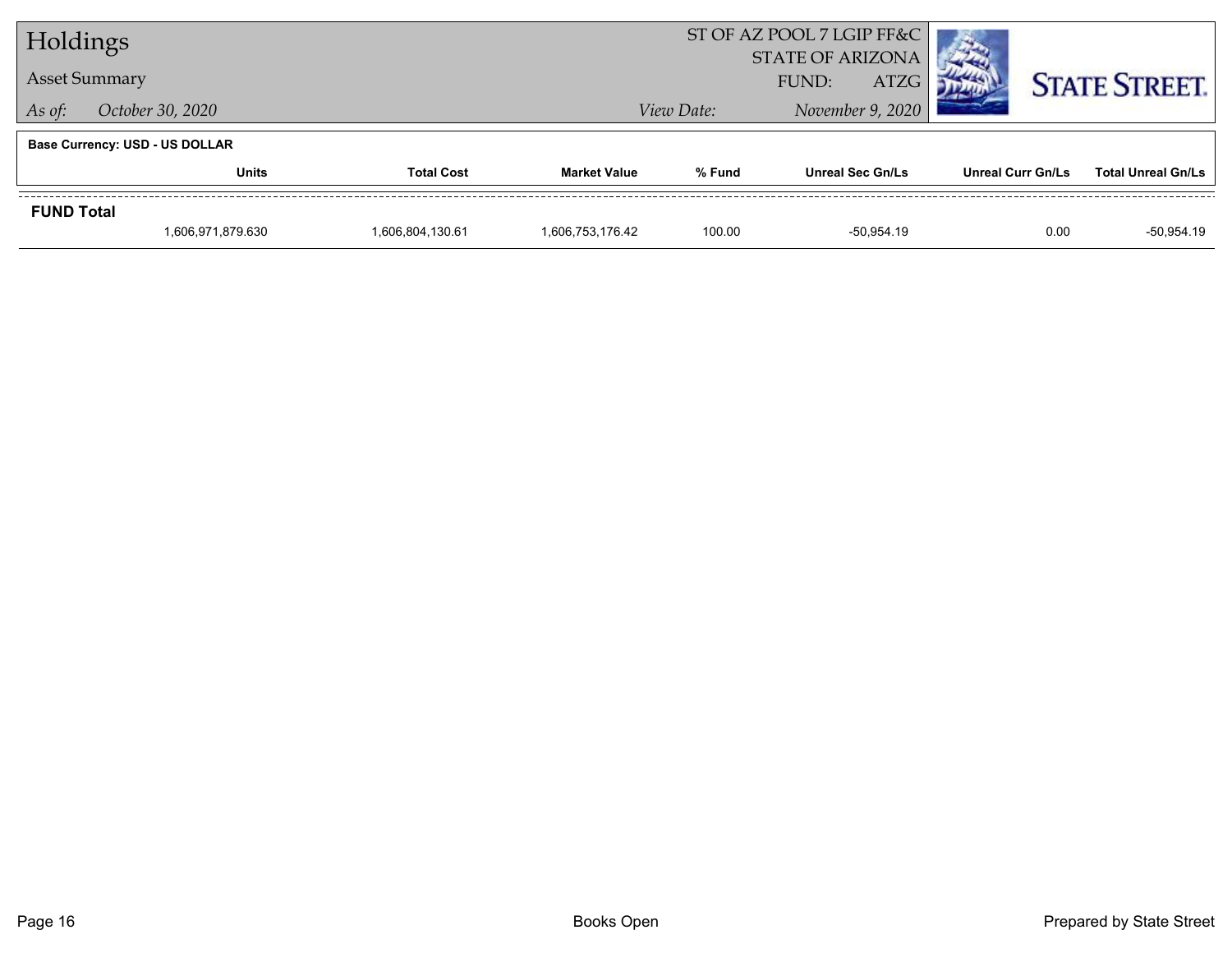# Holdings

## Asset Summary

*As of:* *October 30, 2020*

ST OF AZ POOL 7 LGIP FF&C
STATE OF ARIZONA
FUND: ATZG

*View Date:* *November 9, 2020*

**Base Currency: USD - US DOLLAR**

| | Units | Total Cost | Market Value | % Fund | Unreal Sec Gn/Ls | Unreal Curr Gn/Ls | Total Unreal Gn/Ls |
|---|---|---|---|---|---|---|---|
| **FUND Total** | | | | | | | |
| | 1,606,971,879.630 | 1,606,804,130.61 | 1,606,753,176.42 | 100.00 | -50,954.19 | 0.00 | -50,954.19 |

Books Open

Prepared by State Street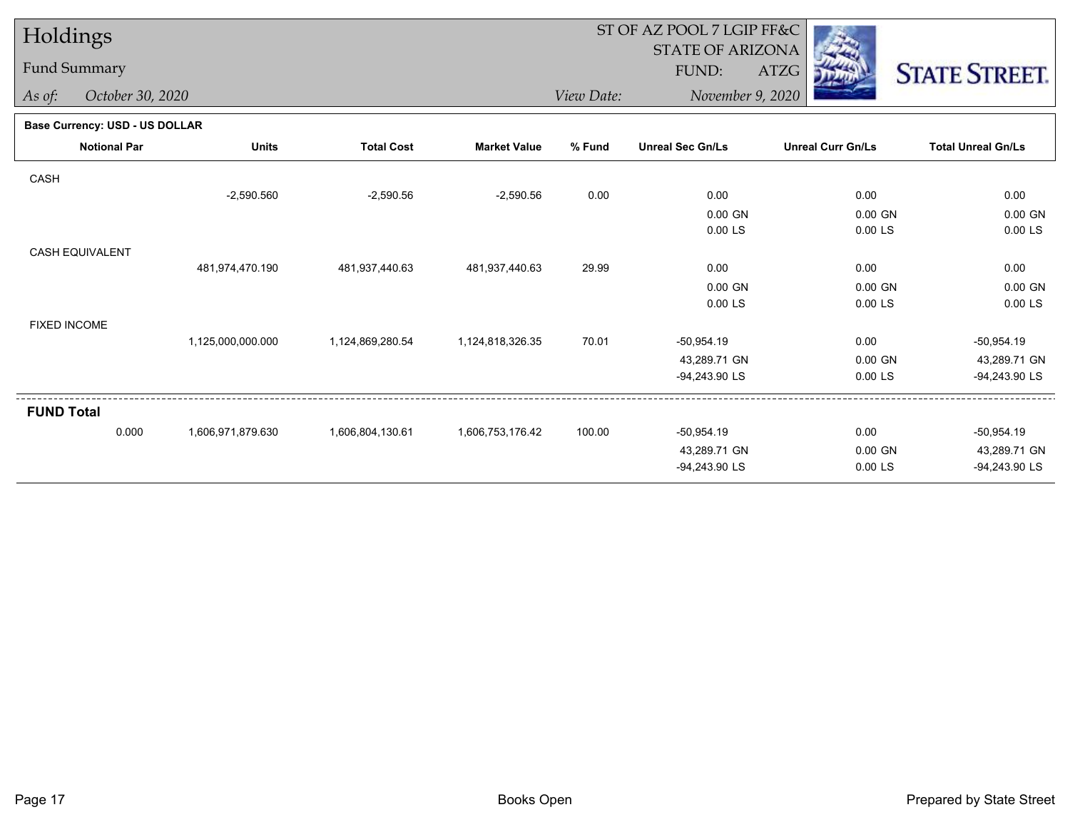# Holdings

Fund Summary

*As of:* *October 30, 2020*

ST OF AZ POOL 7 LGIP FF&C
STATE OF ARIZONA
FUND: ATZG

*View Date:* *November 9, 2020*

STATE STREET.

**Base Currency: USD - US DOLLAR**

| Notional Par | Units | Total Cost | Market Value | % Fund | Unreal Sec Gn/Ls | Unreal Curr Gn/Ls | Total Unreal Gn/Ls |
|---|---|---|---|---|---|---|---|
| CASH | | | | | | | |
| | -2,590.560 | -2,590.56 | -2,590.56 | 0.00 | 0.00 | 0.00 | 0.00 |
| | | | | | 0.00 GN | 0.00 GN | 0.00 GN |
| | | | | | 0.00 LS | 0.00 LS | 0.00 LS |
| CASH EQUIVALENT | | | | | | | |
| | 481,974,470.190 | 481,937,440.63 | 481,937,440.63 | 29.99 | 0.00 | 0.00 | 0.00 |
| | | | | | 0.00 GN | 0.00 GN | 0.00 GN |
| | | | | | 0.00 LS | 0.00 LS | 0.00 LS |
| FIXED INCOME | | | | | | | |
| | 1,125,000,000.000 | 1,124,869,280.54 | 1,124,818,326.35 | 70.01 | -50,954.19 | 0.00 | -50,954.19 |
| | | | | | 43,289.71 GN | 0.00 GN | 43,289.71 GN |
| | | | | | -94,243.90 LS | 0.00 LS | -94,243.90 LS |
| **FUND Total** | | | | | | | |
| 0.000 | 1,606,971,879.630 | 1,606,804,130.61 | 1,606,753,176.42 | 100.00 | -50,954.19 | 0.00 | -50,954.19 |
| | | | | | 43,289.71 GN | 0.00 GN | 43,289.71 GN |
| | | | | | -94,243.90 LS | 0.00 LS | -94,243.90 LS |

Books Open

Prepared by State Street